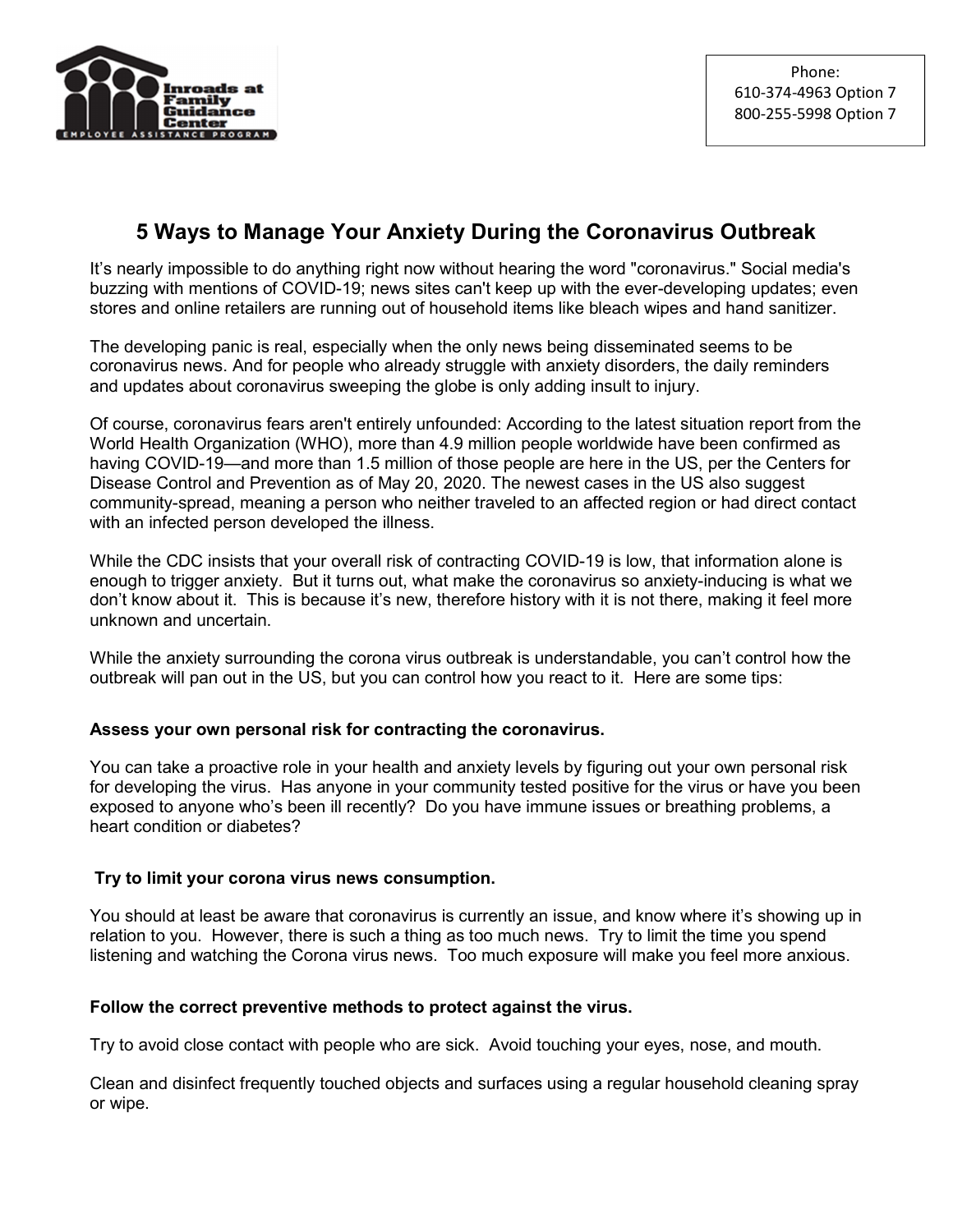Inroads at Family Guidance Center
EMPLOYEE ASSISTANCE PROGRAM

Phone:
610-374-4963 Option 7
800-255-5998 Option 7

# 5 Ways to Manage Your Anxiety During the Coronavirus Outbreak

It's nearly impossible to do anything right now without hearing the word "coronavirus." Social media's buzzing with mentions of COVID-19; news sites can't keep up with the ever-developing updates; even stores and online retailers are running out of household items like bleach wipes and hand sanitizer.

The developing panic is real, especially when the only news being disseminated seems to be coronavirus news. And for people who already struggle with anxiety disorders, the daily reminders and updates about coronavirus sweeping the globe is only adding insult to injury.

Of course, coronavirus fears aren't entirely unfounded: According to the latest situation report from the World Health Organization (WHO), more than 4.9 million people worldwide have been confirmed as having COVID-19—and more than 1.5 million of those people are here in the US, per the Centers for Disease Control and Prevention as of May 20, 2020. The newest cases in the US also suggest community-spread, meaning a person who neither traveled to an affected region or had direct contact with an infected person developed the illness.

While the CDC insists that your overall risk of contracting COVID-19 is low, that information alone is enough to trigger anxiety. But it turns out, what make the coronavirus so anxiety-inducing is what we don't know about it. This is because it's new, therefore history with it is not there, making it feel more unknown and uncertain.

While the anxiety surrounding the corona virus outbreak is understandable, you can't control how the outbreak will pan out in the US, but you can control how you react to it. Here are some tips:

**Assess your own personal risk for contracting the coronavirus.**

You can take a proactive role in your health and anxiety levels by figuring out your own personal risk for developing the virus. Has anyone in your community tested positive for the virus or have you been exposed to anyone who's been ill recently? Do you have immune issues or breathing problems, a heart condition or diabetes?

**Try to limit your corona virus news consumption.**

You should at least be aware that coronavirus is currently an issue, and know where it's showing up in relation to you. However, there is such a thing as too much news. Try to limit the time you spend listening and watching the Corona virus news. Too much exposure will make you feel more anxious.

**Follow the correct preventive methods to protect against the virus.**

Try to avoid close contact with people who are sick. Avoid touching your eyes, nose, and mouth.

Clean and disinfect frequently touched objects and surfaces using a regular household cleaning spray or wipe.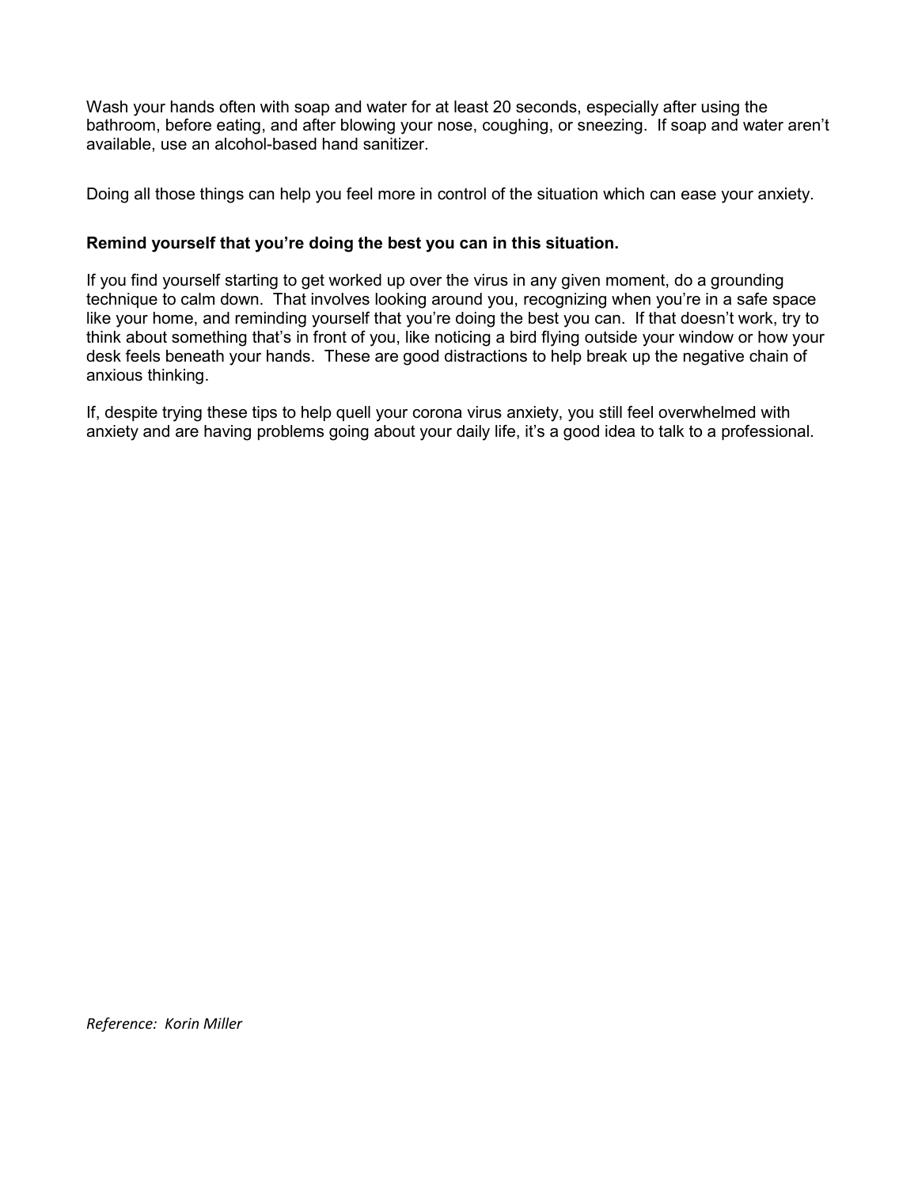Wash your hands often with soap and water for at least 20 seconds, especially after using the bathroom, before eating, and after blowing your nose, coughing, or sneezing.  If soap and water aren't available, use an alcohol-based hand sanitizer.

Doing all those things can help you feel more in control of the situation which can ease your anxiety.

**Remind yourself that you're doing the best you can in this situation.**

If you find yourself starting to get worked up over the virus in any given moment, do a grounding technique to calm down.  That involves looking around you, recognizing when you're in a safe space like your home, and reminding yourself that you're doing the best you can.  If that doesn't work, try to think about something that's in front of you, like noticing a bird flying outside your window or how your desk feels beneath your hands.  These are good distractions to help break up the negative chain of anxious thinking.

If, despite trying these tips to help quell your corona virus anxiety, you still feel overwhelmed with anxiety and are having problems going about your daily life, it's a good idea to talk to a professional.

*Reference:  Korin Miller*